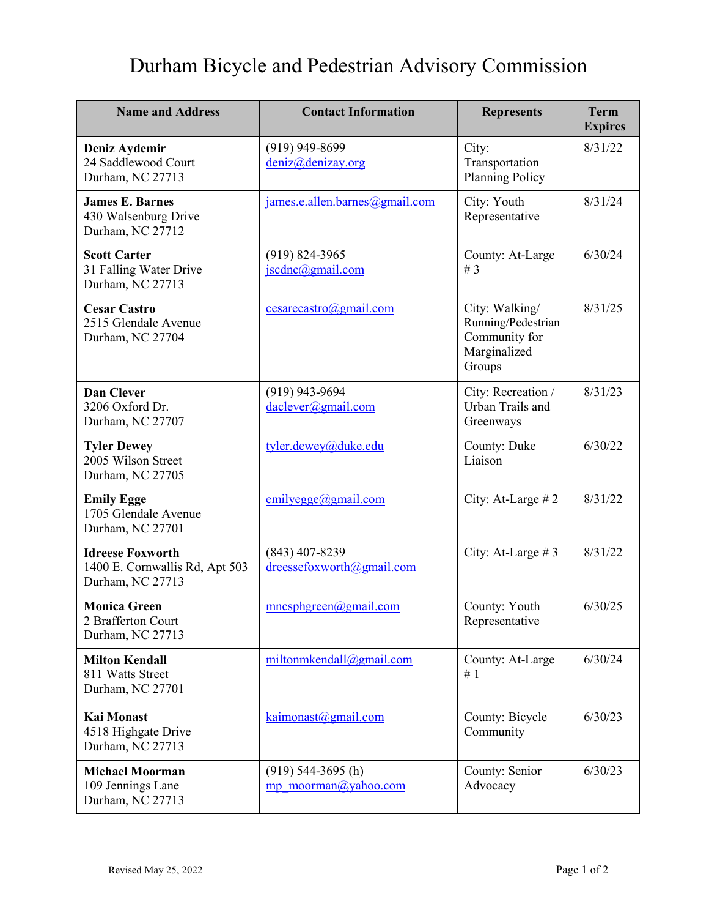# Durham Bicycle and Pedestrian Advisory Commission

| Name and Address | Contact Information | Represents | Term Expires |
|---|---|---|---|
| **Deniz Aydemir**<br>24 Saddlewood Court<br>Durham, NC 27713 | (919) 949-8699<br>deniz@denizay.org | City: Transportation Planning Policy | 8/31/22 |
| **James E. Barnes**<br>430 Walsenburg Drive<br>Durham, NC 27712 | james.e.allen.barnes@gmail.com | City: Youth Representative | 8/31/24 |
| **Scott Carter**<br>31 Falling Water Drive<br>Durham, NC 27713 | (919) 824-3965<br>jscdnc@gmail.com | County: At-Large # 3 | 6/30/24 |
| **Cesar Castro**<br>2515 Glendale Avenue<br>Durham, NC 27704 | cesarecastro@gmail.com | City: Walking/ Running/Pedestrian Community for Marginalized Groups | 8/31/25 |
| **Dan Clever**<br>3206 Oxford Dr.<br>Durham, NC 27707 | (919) 943-9694<br>daclever@gmail.com | City: Recreation / Urban Trails and Greenways | 8/31/23 |
| **Tyler Dewey**<br>2005 Wilson Street<br>Durham, NC 27705 | tyler.dewey@duke.edu | County: Duke Liaison | 6/30/22 |
| **Emily Egge**<br>1705 Glendale Avenue<br>Durham, NC 27701 | emilyegge@gmail.com | City: At-Large # 2 | 8/31/22 |
| **Idreese Foxworth**<br>1400 E. Cornwallis Rd, Apt 503<br>Durham, NC 27713 | (843) 407-8239<br>dreessefoxworth@gmail.com | City: At-Large # 3 | 8/31/22 |
| **Monica Green**<br>2 Brafferton Court<br>Durham, NC 27713 | mncsphgreen@gmail.com | County: Youth Representative | 6/30/25 |
| **Milton Kendall**<br>811 Watts Street<br>Durham, NC 27701 | miltonmkendall@gmail.com | County: At-Large # 1 | 6/30/24 |
| **Kai Monast**<br>4518 Highgate Drive<br>Durham, NC 27713 | kaimonast@gmail.com | County: Bicycle Community | 6/30/23 |
| **Michael Moorman**<br>109 Jennings Lane<br>Durham, NC 27713 | (919) 544-3695 (h)<br>mp_moorman@yahoo.com | County: Senior Advocacy | 6/30/23 |

Revised May 25, 2022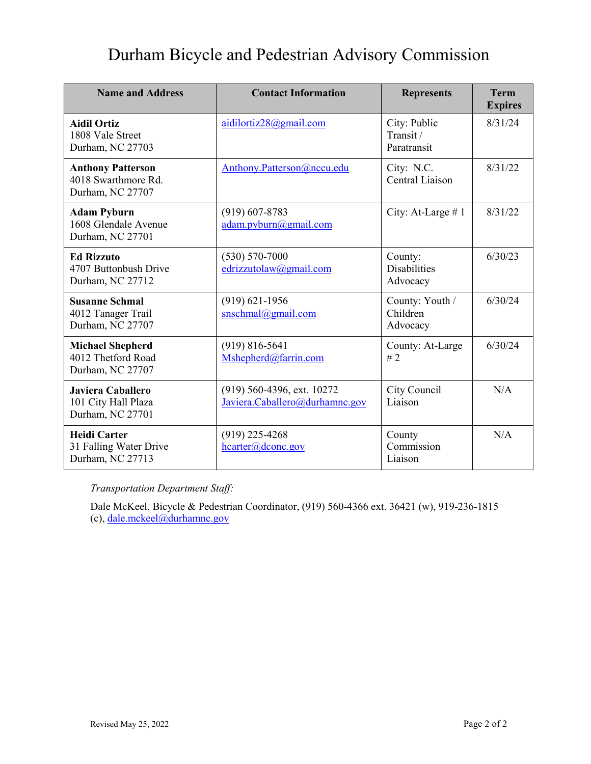# Durham Bicycle and Pedestrian Advisory Commission

| Name and Address | Contact Information | Represents | Term Expires |
|---|---|---|---|
| **Aidil Ortiz**<br>1808 Vale Street<br>Durham, NC 27703 | aidilortiz28@gmail.com | City: Public Transit / Paratransit | 8/31/24 |
| **Anthony Patterson**<br>4018 Swarthmore Rd.<br>Durham, NC 27707 | Anthony.Patterson@nccu.edu | City: N.C. Central Liaison | 8/31/22 |
| **Adam Pyburn**<br>1608 Glendale Avenue<br>Durham, NC 27701 | (919) 607-8783<br>adam.pyburn@gmail.com | City: At-Large # 1 | 8/31/22 |
| **Ed Rizzuto**<br>4707 Buttonbush Drive<br>Durham, NC 27712 | (530) 570-7000<br>edrizzutolaw@gmail.com | County: Disabilities Advocacy | 6/30/23 |
| **Susanne Schmal**<br>4012 Tanager Trail<br>Durham, NC 27707 | (919) 621-1956<br>snschmal@gmail.com | County: Youth / Children Advocacy | 6/30/24 |
| **Michael Shepherd**<br>4012 Thetford Road<br>Durham, NC 27707 | (919) 816-5641<br>Mshepherd@farrin.com | County: At-Large # 2 | 6/30/24 |
| **Javiera Caballero**<br>101 City Hall Plaza<br>Durham, NC 27701 | (919) 560-4396, ext. 10272<br>Javiera.Caballero@durhamnc.gov | City Council Liaison | N/A |
| **Heidi Carter**<br>31 Falling Water Drive<br>Durham, NC 27713 | (919) 225-4268<br>hcarter@dconc.gov | County Commission Liaison | N/A |

*Transportation Department Staff:*

Dale McKeel, Bicycle & Pedestrian Coordinator, (919) 560-4366 ext. 36421 (w), 919-236-1815 (c), dale.mckeel@durhamnc.gov

Revised May 25, 2022